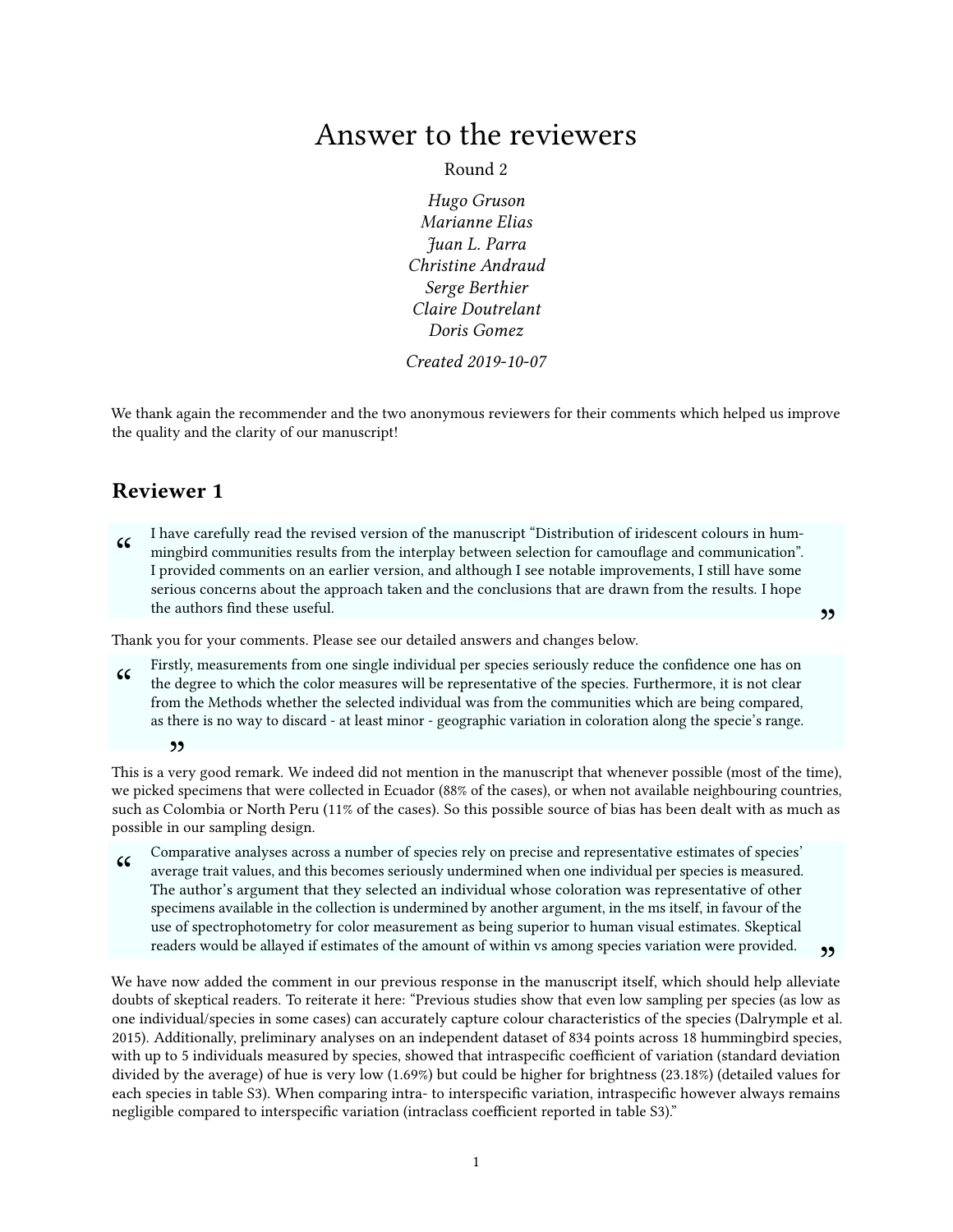# Answer to the reviewers

Round 2

*Hugo Gruson*
*Marianne Elias*
*Juan L. Parra*
*Christine Andraud*
*Serge Berthier*
*Claire Doutrelant*
*Doris Gomez*

*Created 2019-10-07*

We thank again the recommender and the two anonymous reviewers for their comments which helped us improve the quality and the clarity of our manuscript!

## Reviewer 1

> I have carefully read the revised version of the manuscript "Distribution of iridescent colours in hummingbird communities results from the interplay between selection for camouflage and communication". I provided comments on an earlier version, and although I see notable improvements, I still have some serious concerns about the approach taken and the conclusions that are drawn from the results. I hope the authors find these useful.

Thank you for your comments. Please see our detailed answers and changes below.

> Firstly, measurements from one single individual per species seriously reduce the confidence one has on the degree to which the color measures will be representative of the species. Furthermore, it is not clear from the Methods whether the selected individual was from the communities which are being compared, as there is no way to discard - at least minor - geographic variation in coloration along the specie's range.

This is a very good remark. We indeed did not mention in the manuscript that whenever possible (most of the time), we picked specimens that were collected in Ecuador (88% of the cases), or when not available neighbouring countries, such as Colombia or North Peru (11% of the cases). So this possible source of bias has been dealt with as much as possible in our sampling design.

> Comparative analyses across a number of species rely on precise and representative estimates of species' average trait values, and this becomes seriously undermined when one individual per species is measured. The author's argument that they selected an individual whose coloration was representative of other specimens available in the collection is undermined by another argument, in the ms itself, in favour of the use of spectrophotometry for color measurement as being superior to human visual estimates. Skeptical readers would be allayed if estimates of the amount of within vs among species variation were provided.

We have now added the comment in our previous response in the manuscript itself, which should help alleviate doubts of skeptical readers. To reiterate it here: "Previous studies show that even low sampling per species (as low as one individual/species in some cases) can accurately capture colour characteristics of the species (Dalrymple et al. 2015). Additionally, preliminary analyses on an independent dataset of 834 points across 18 hummingbird species, with up to 5 individuals measured by species, showed that intraspecific coefficient of variation (standard deviation divided by the average) of hue is very low (1.69%) but could be higher for brightness (23.18%) (detailed values for each species in table S3). When comparing intra- to interspecific variation, intraspecific however always remains negligible compared to interspecific variation (intraclass coefficient reported in table S3)."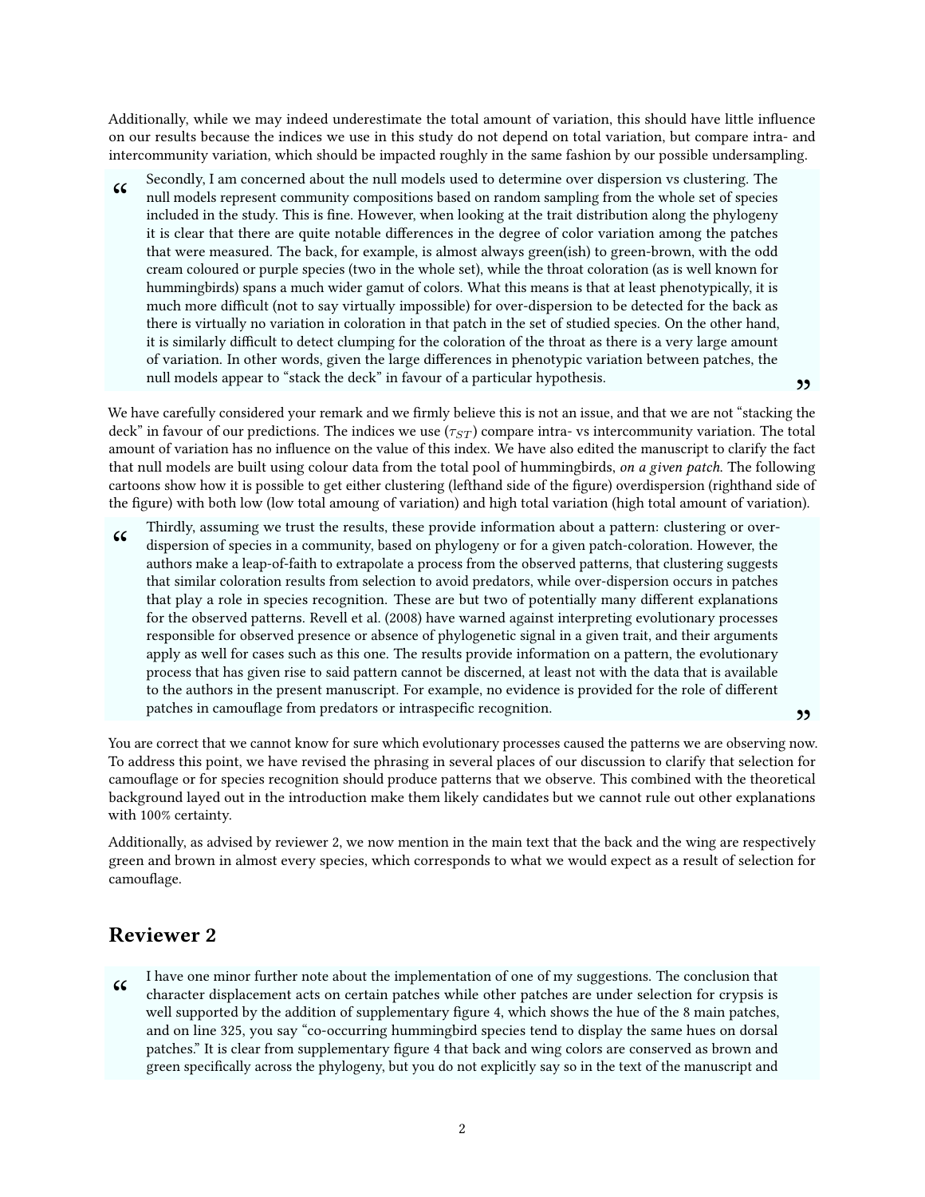Additionally, while we may indeed underestimate the total amount of variation, this should have little influence on our results because the indices we use in this study do not depend on total variation, but compare intra- and intercommunity variation, which should be impacted roughly in the same fashion by our possible undersampling.

> Secondly, I am concerned about the null models used to determine over dispersion vs clustering. The null models represent community compositions based on random sampling from the whole set of species included in the study. This is fine. However, when looking at the trait distribution along the phylogeny it is clear that there are quite notable differences in the degree of color variation among the patches that were measured. The back, for example, is almost always green(ish) to green-brown, with the odd cream coloured or purple species (two in the whole set), while the throat coloration (as is well known for hummingbirds) spans a much wider gamut of colors. What this means is that at least phenotypically, it is much more difficult (not to say virtually impossible) for over-dispersion to be detected for the back as there is virtually no variation in coloration in that patch in the set of studied species. On the other hand, it is similarly difficult to detect clumping for the coloration of the throat as there is a very large amount of variation. In other words, given the large differences in phenotypic variation between patches, the null models appear to "stack the deck" in favour of a particular hypothesis.

We have carefully considered your remark and we firmly believe this is not an issue, and that we are not "stacking the deck" in favour of our predictions. The indices we use ($\tau_{ST}$) compare intra- vs intercommunity variation. The total amount of variation has no influence on the value of this index. We have also edited the manuscript to clarify the fact that null models are built using colour data from the total pool of hummingbirds, *on a given patch*. The following cartoons show how it is possible to get either clustering (lefthand side of the figure) overdispersion (righthand side of the figure) with both low (low total amoung of variation) and high total variation (high total amount of variation).

> Thirdly, assuming we trust the results, these provide information about a pattern: clustering or over-dispersion of species in a community, based on phylogeny or for a given patch-coloration. However, the authors make a leap-of-faith to extrapolate a process from the observed patterns, that clustering suggests that similar coloration results from selection to avoid predators, while over-dispersion occurs in patches that play a role in species recognition. These are but two of potentially many different explanations for the observed patterns. Revell et al. (2008) have warned against interpreting evolutionary processes responsible for observed presence or absence of phylogenetic signal in a given trait, and their arguments apply as well for cases such as this one. The results provide information on a pattern, the evolutionary process that has given rise to said pattern cannot be discerned, at least not with the data that is available to the authors in the present manuscript. For example, no evidence is provided for the role of different patches in camouflage from predators or intraspecific recognition.

You are correct that we cannot know for sure which evolutionary processes caused the patterns we are observing now. To address this point, we have revised the phrasing in several places of our discussion to clarify that selection for camouflage or for species recognition should produce patterns that we observe. This combined with the theoretical background layed out in the introduction make them likely candidates but we cannot rule out other explanations with 100% certainty.

Additionally, as advised by reviewer 2, we now mention in the main text that the back and the wing are respectively green and brown in almost every species, which corresponds to what we would expect as a result of selection for camouflage.

## Reviewer 2

> I have one minor further note about the implementation of one of my suggestions. The conclusion that character displacement acts on certain patches while other patches are under selection for crypsis is well supported by the addition of supplementary figure 4, which shows the hue of the 8 main patches, and on line 325, you say "co-occurring hummingbird species tend to display the same hues on dorsal patches." It is clear from supplementary figure 4 that back and wing colors are conserved as brown and green specifically across the phylogeny, but you do not explicitly say so in the text of the manuscript and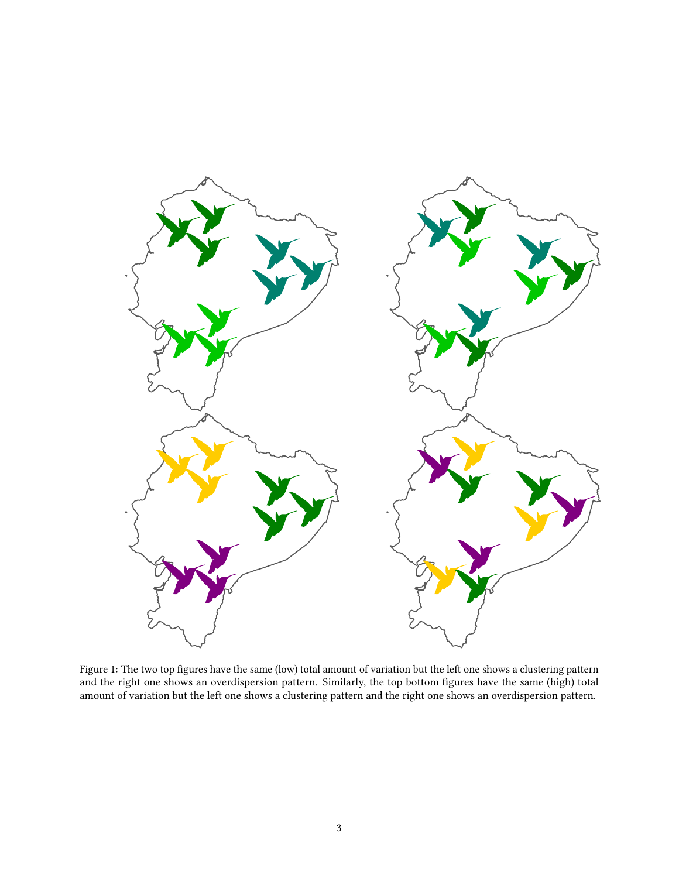Figure 1: The two top figures have the same (low) total amount of variation but the left one shows a clustering pattern and the right one shows an overdispersion pattern. Similarly, the top bottom figures have the same (high) total amount of variation but the left one shows a clustering pattern and the right one shows an overdispersion pattern.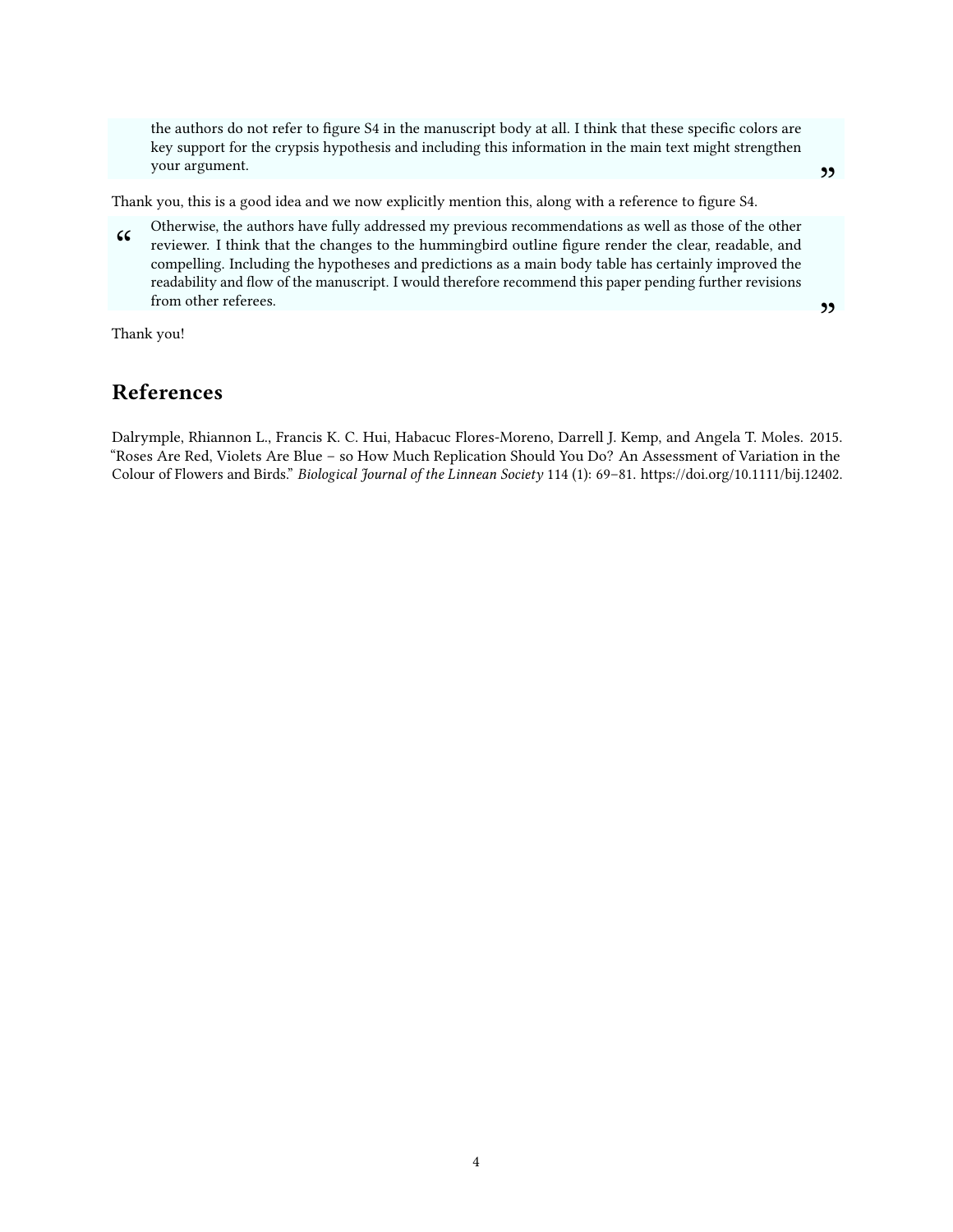> the authors do not refer to figure S4 in the manuscript body at all. I think that these specific colors are key support for the crypsis hypothesis and including this information in the main text might strengthen your argument.

Thank you, this is a good idea and we now explicitly mention this, along with a reference to figure S4.

> Otherwise, the authors have fully addressed my previous recommendations as well as those of the other reviewer. I think that the changes to the hummingbird outline figure render the clear, readable, and compelling. Including the hypotheses and predictions as a main body table has certainly improved the readability and flow of the manuscript. I would therefore recommend this paper pending further revisions from other referees.

Thank you!

## References

Dalrymple, Rhiannon L., Francis K. C. Hui, Habacuc Flores-Moreno, Darrell J. Kemp, and Angela T. Moles. 2015. "Roses Are Red, Violets Are Blue – so How Much Replication Should You Do? An Assessment of Variation in the Colour of Flowers and Birds." *Biological Journal of the Linnean Society* 114 (1): 69–81. https://doi.org/10.1111/bij.12402.